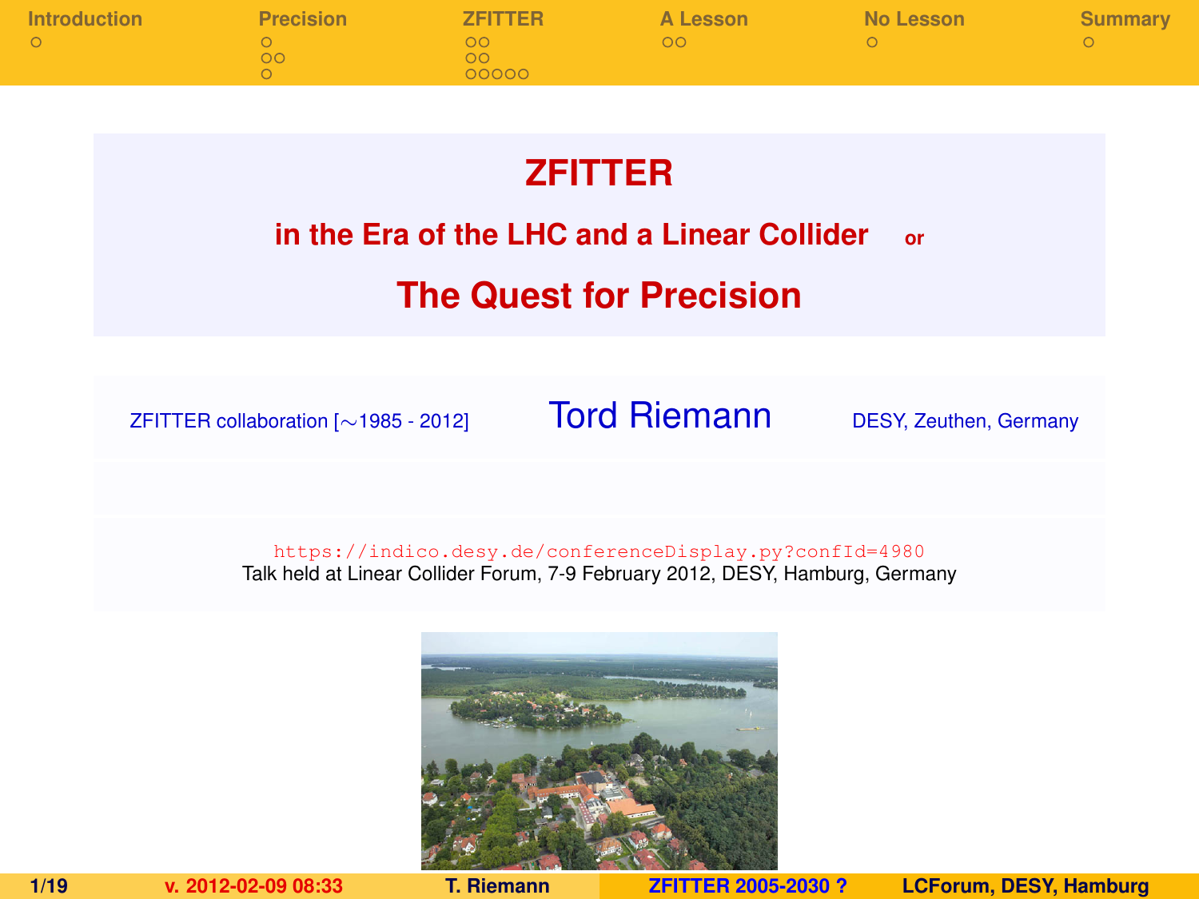# ZFITTER

## in the Era of the LHC and a Linear Collider or

## The Quest for Precision

ZFITTER collaboration [∼1985 - 2012]

**Tord Riemann**

DESY, Zeuthen, Germany

https://indico.desy.de/conferenceDisplay.py?confId=4980

Talk held at Linear Collider Forum, 7-9 February 2012, DESY, Hamburg, Germany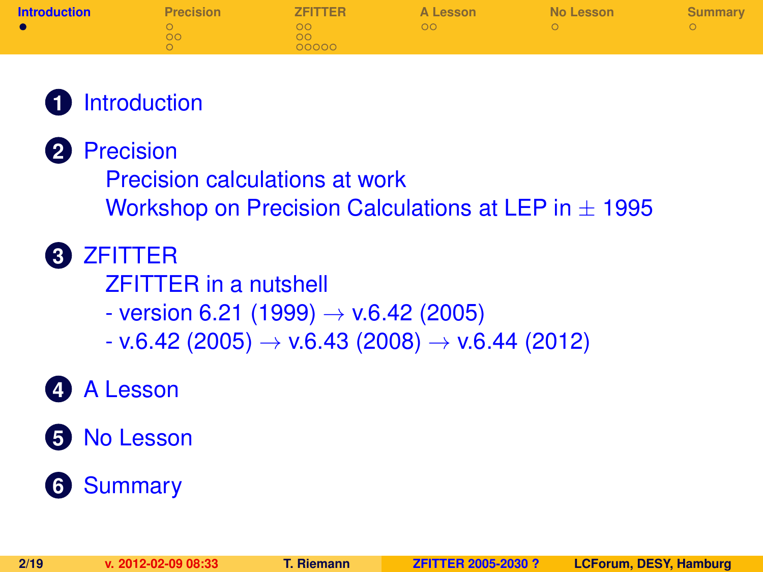1. Introduction
2. Precision
   - Precision calculations at work
   - Workshop on Precision Calculations at LEP in ± 1995
3. ZFITTER
   - ZFITTER in a nutshell
   - - version 6.21 (1999) → v.6.42 (2005)
   - - v.6.42 (2005) → v.6.43 (2008) → v.6.44 (2012)
4. A Lesson
5. No Lesson
6. Summary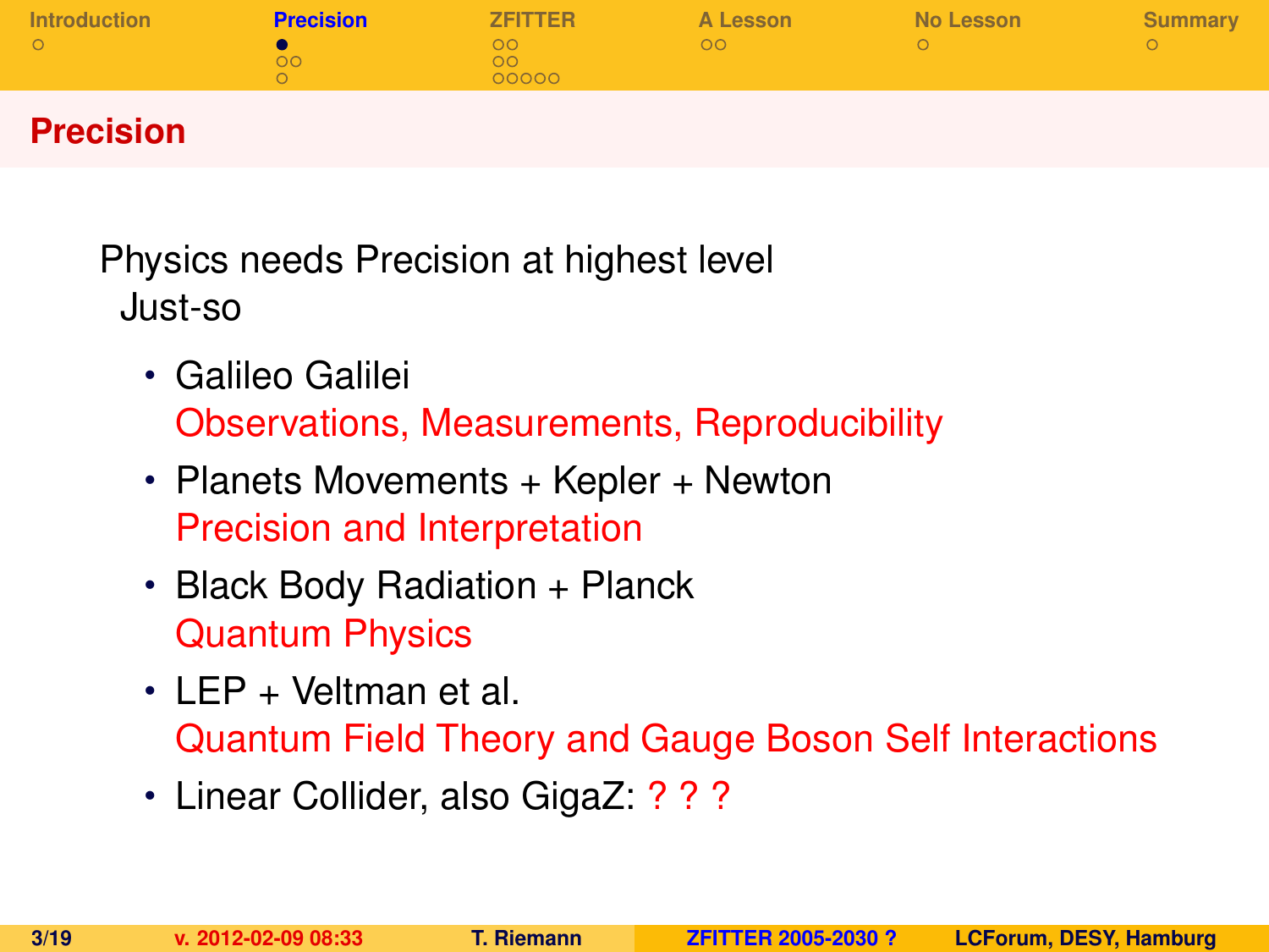## Precision

Physics needs Precision at highest level
Just-so

- Galileo Galilei
  Observations, Measurements, Reproducibility
- Planets Movements + Kepler + Newton
  Precision and Interpretation
- Black Body Radiation + Planck
  Quantum Physics
- LEP + Veltman et al.
  Quantum Field Theory and Gauge Boson Self Interactions
- Linear Collider, also GigaZ: ? ? ?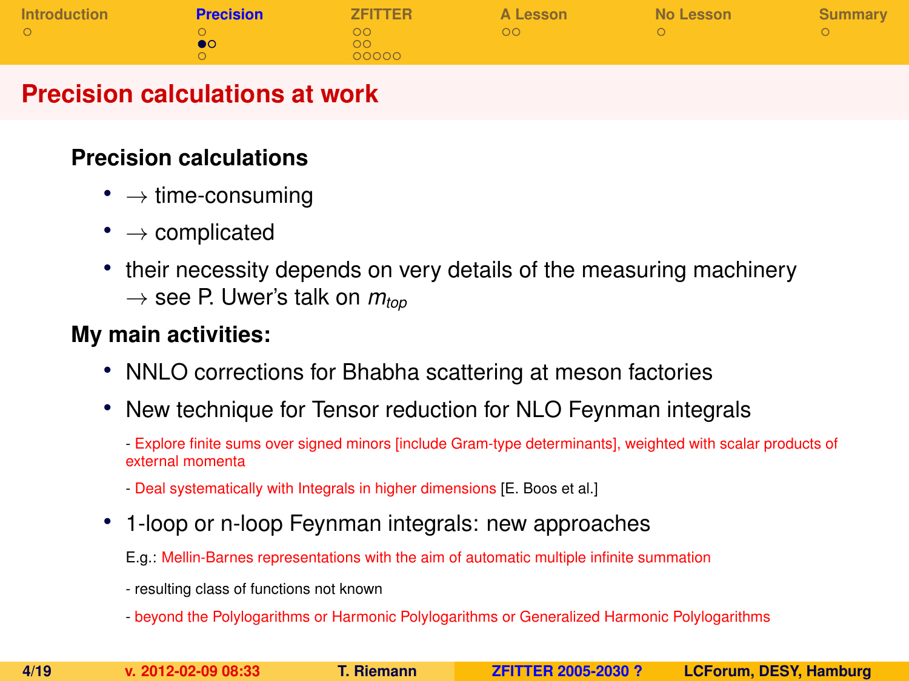# Precision calculations at work

**Precision calculations**

- $\rightarrow$ time-consuming
- $\rightarrow$ complicated
- their necessity depends on very details of the measuring machinery
  $\rightarrow$ see P. Uwer's talk on $m_{top}$

**My main activities:**

- NNLO corrections for Bhabha scattering at meson factories
- New technique for Tensor reduction for NLO Feynman integrals

  - Explore finite sums over signed minors [include Gram-type determinants], weighted with scalar products of external momenta

  - Deal systematically with Integrals in higher dimensions [E. Boos et al.]

- 1-loop or n-loop Feynman integrals: new approaches

  E.g.: Mellin-Barnes representations with the aim of automatic multiple infinite summation

  - resulting class of functions not known

  - beyond the Polylogarithms or Harmonic Polylogarithms or Generalized Harmonic Polylogarithms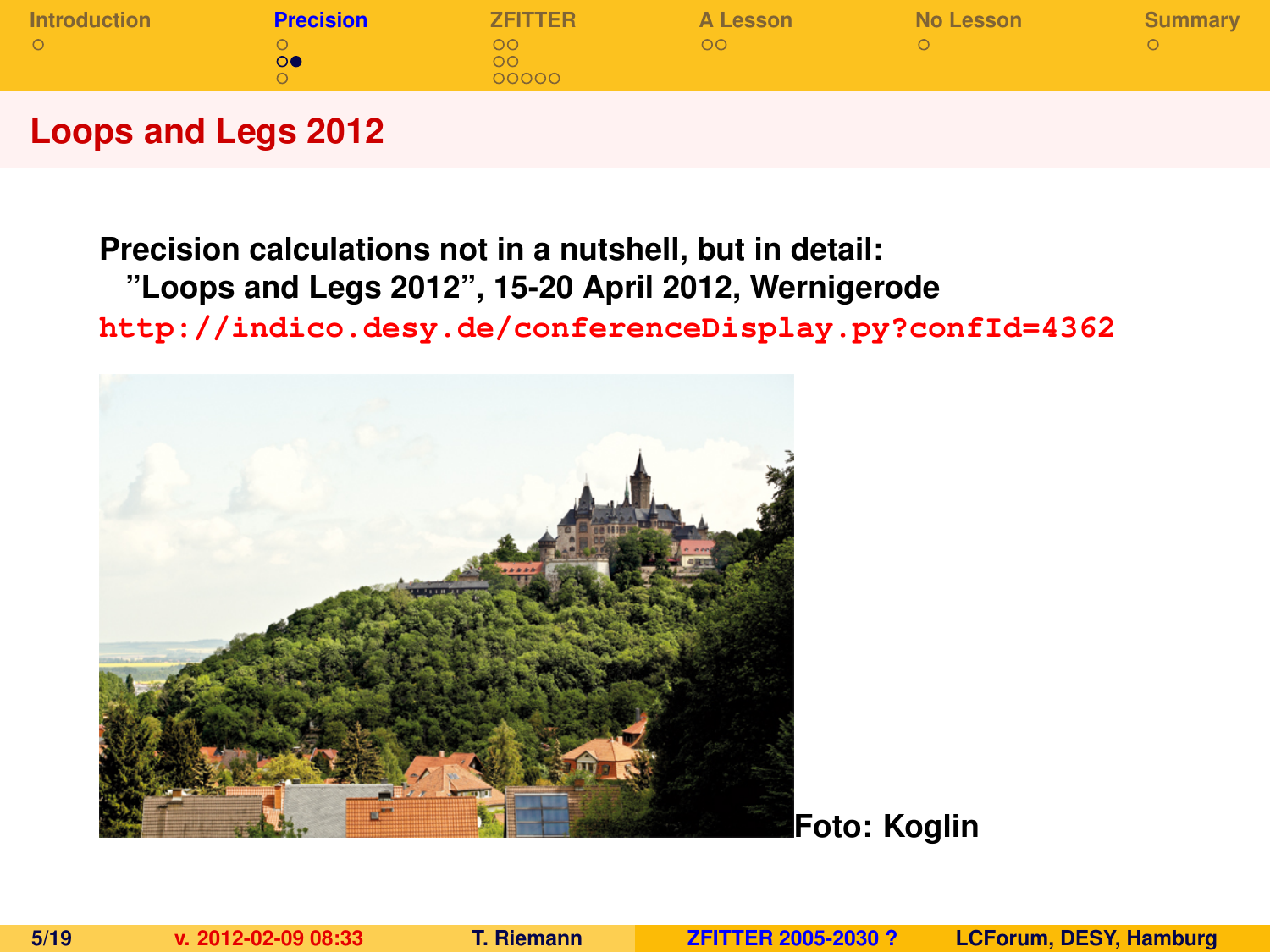# Loops and Legs 2012

**Precision calculations not in a nutshell, but in detail:**
**"Loops and Legs 2012", 15-20 April 2012, Wernigerode**

http://indico.desy.de/conferenceDisplay.py?confId=4362

**Foto: Koglin**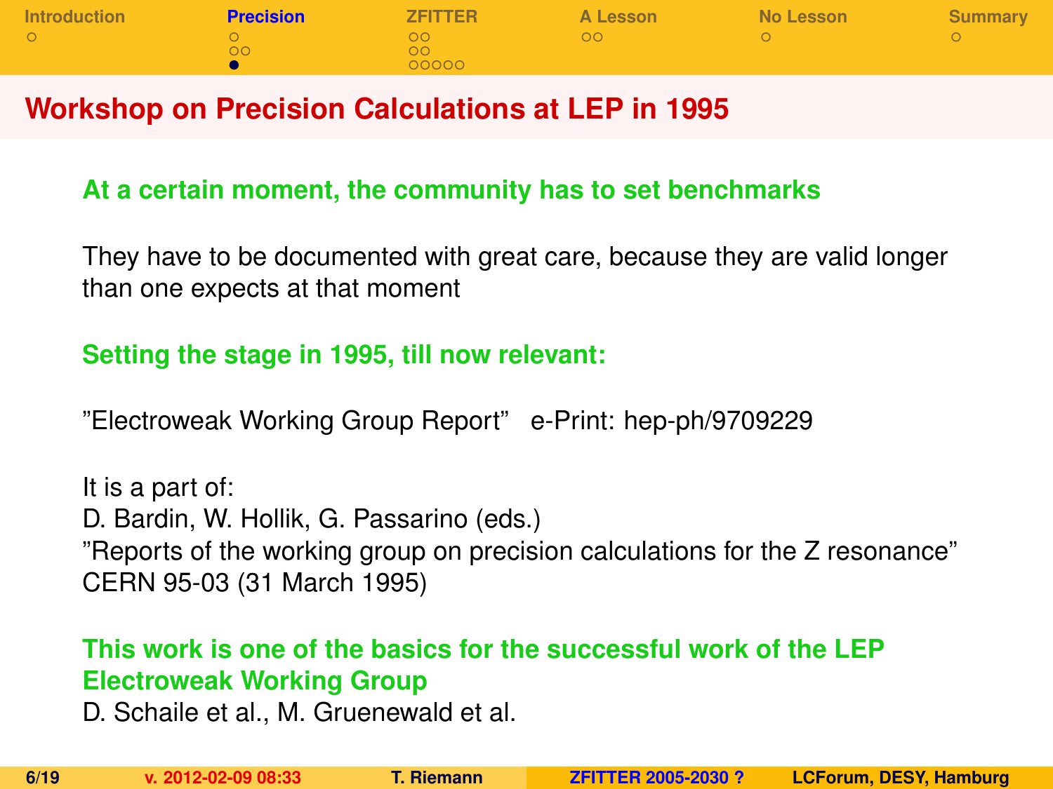# Workshop on Precision Calculations at LEP in 1995

**At a certain moment, the community has to set benchmarks**

They have to be documented with great care, because they are valid longer than one expects at that moment

**Setting the stage in 1995, till now relevant:**

"Electroweak Working Group Report" e-Print: hep-ph/9709229

It is a part of:
D. Bardin, W. Hollik, G. Passarino (eds.)
"Reports of the working group on precision calculations for the Z resonance"
CERN 95-03 (31 March 1995)

**This work is one of the basics for the successful work of the LEP Electroweak Working Group**
D. Schaile et al., M. Gruenewald et al.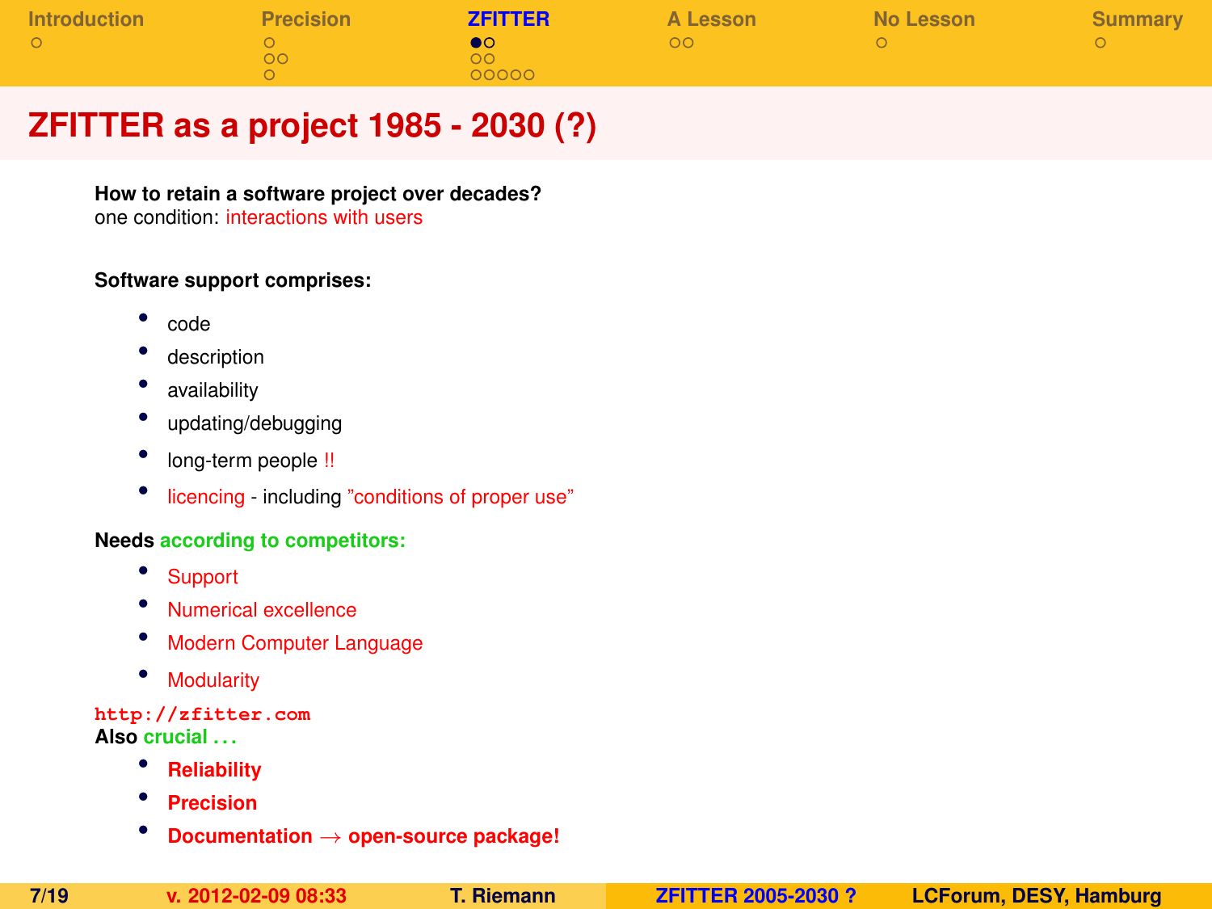# ZFITTER as a project 1985 - 2030 (?)

**How to retain a software project over decades?**
one condition: interactions with users

**Software support comprises:**

- code
- description
- availability
- updating/debugging
- long-term people !!
- licencing - including "conditions of proper use"

**Needs according to competitors:**

- Support
- Numerical excellence
- Modern Computer Language
- Modularity

`http://zfitter.com`

**Also crucial . . .**

- **Reliability**
- **Precision**
- **Documentation → open-source package!**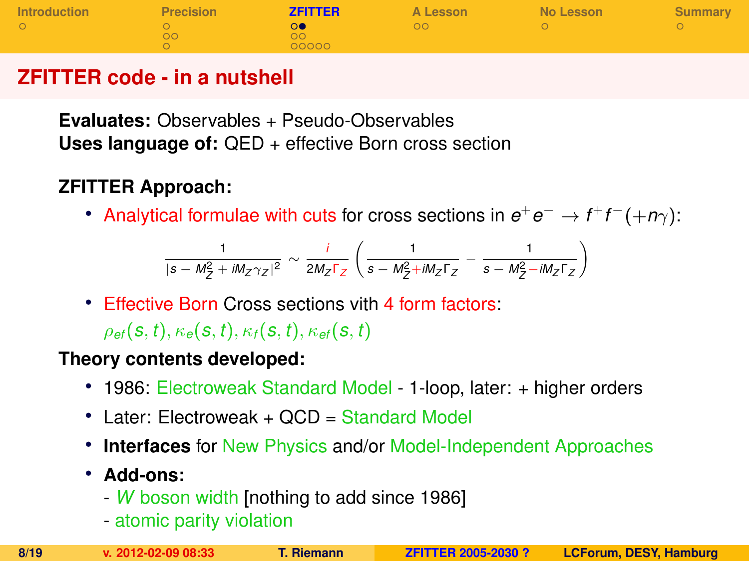## ZFITTER code - in a nutshell

**Evaluates:** Observables + Pseudo-Observables
**Uses language of:** QED + effective Born cross section

**ZFITTER Approach:**

- Analytical formulae with cuts for cross sections in $e^+e^- \to f^+f^-(+n\gamma)$:

$$\frac{1}{|s - M_Z^2 + iM_Z\gamma_Z|^2} \sim \frac{i}{2M_Z\Gamma_Z}\left(\frac{1}{s - M_Z^2 + iM_Z\Gamma_Z} - \frac{1}{s - M_Z^2 - iM_Z\Gamma_Z}\right)$$

- Effective Born Cross sections vith 4 form factors:
  $\rho_{ef}(s,t), \kappa_e(s,t), \kappa_f(s,t), \kappa_{ef}(s,t)$

**Theory contents developed:**

- 1986: Electroweak Standard Model - 1-loop, later: + higher orders
- Later: Electroweak + QCD = Standard Model
- **Interfaces** for New Physics and/or Model-Independent Approaches
- **Add-ons:**
  - $W$ boson width [nothing to add since 1986]
  - atomic parity violation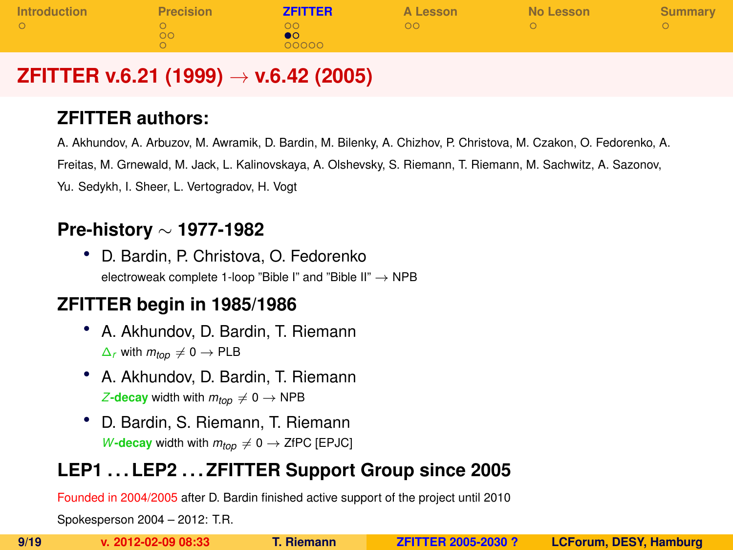# ZFITTER v.6.21 (1999) $\rightarrow$ v.6.42 (2005)

## ZFITTER authors:

A. Akhundov, A. Arbuzov, M. Awramik, D. Bardin, M. Bilenky, A. Chizhov, P. Christova, M. Czakon, O. Fedorenko, A. Freitas, M. Grnewald, M. Jack, L. Kalinovskaya, A. Olshevsky, S. Riemann, T. Riemann, M. Sachwitz, A. Sazonov, Yu. Sedykh, I. Sheer, L. Vertogradov, H. Vogt

## Pre-history $\sim$ 1977-1982

- D. Bardin, P. Christova, O. Fedorenko
  electroweak complete 1-loop "Bible I" and "Bible II" $\rightarrow$ NPB

## ZFITTER begin in 1985/1986

- A. Akhundov, D. Bardin, T. Riemann
  $\Delta_r$ with $m_{top} \neq 0 \rightarrow$ PLB
- A. Akhundov, D. Bardin, T. Riemann
  $Z$-**decay** width with $m_{top} \neq 0 \rightarrow$ NPB
- D. Bardin, S. Riemann, T. Riemann
  $W$-**decay** width with $m_{top} \neq 0 \rightarrow$ ZfPC [EPJC]

## LEP1 . . . LEP2 . . . ZFITTER Support Group since 2005

Founded in 2004/2005 after D. Bardin finished active support of the project until 2010

Spokesperson 2004 – 2012: T.R.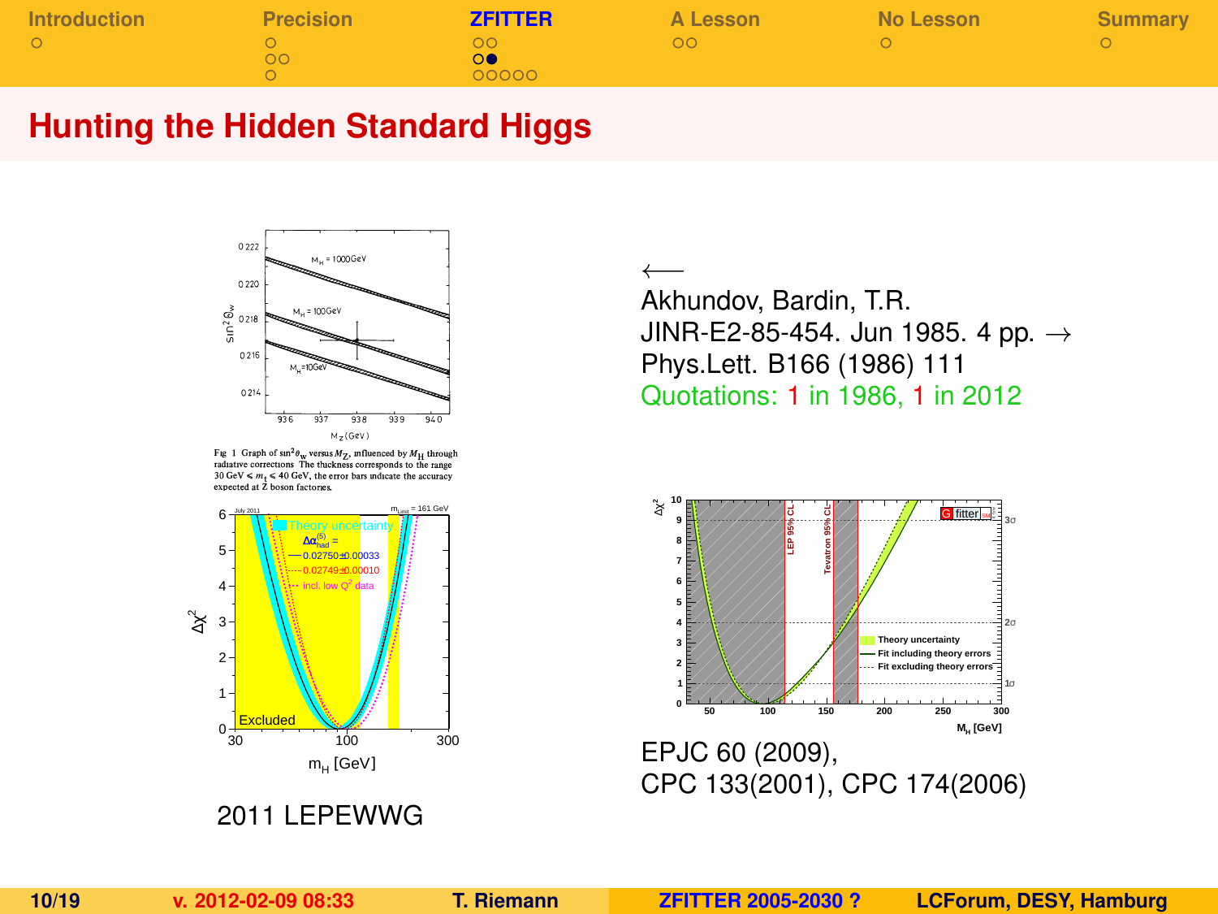## Hunting the Hidden Standard Higgs

Fig 1 Graph of $\sin^2\theta_W$ versus $M_Z$, influenced by $M_H$ through radiative corrections The thickness corresponds to the range 30 GeV $\leq m_t \leq$ 40 GeV, the error bars indicate the accuracy expected at Z boson factories.

$\longleftarrow$
Akhundov, Bardin, T.R.
JINR-E2-85-454. Jun 1985. 4 pp. $\rightarrow$
Phys.Lett. B166 (1986) 111
Quotations: 1 in 1986, 1 in 2012

2011 LEPEWWG

EPJC 60 (2009),
CPC 133(2001), CPC 174(2006)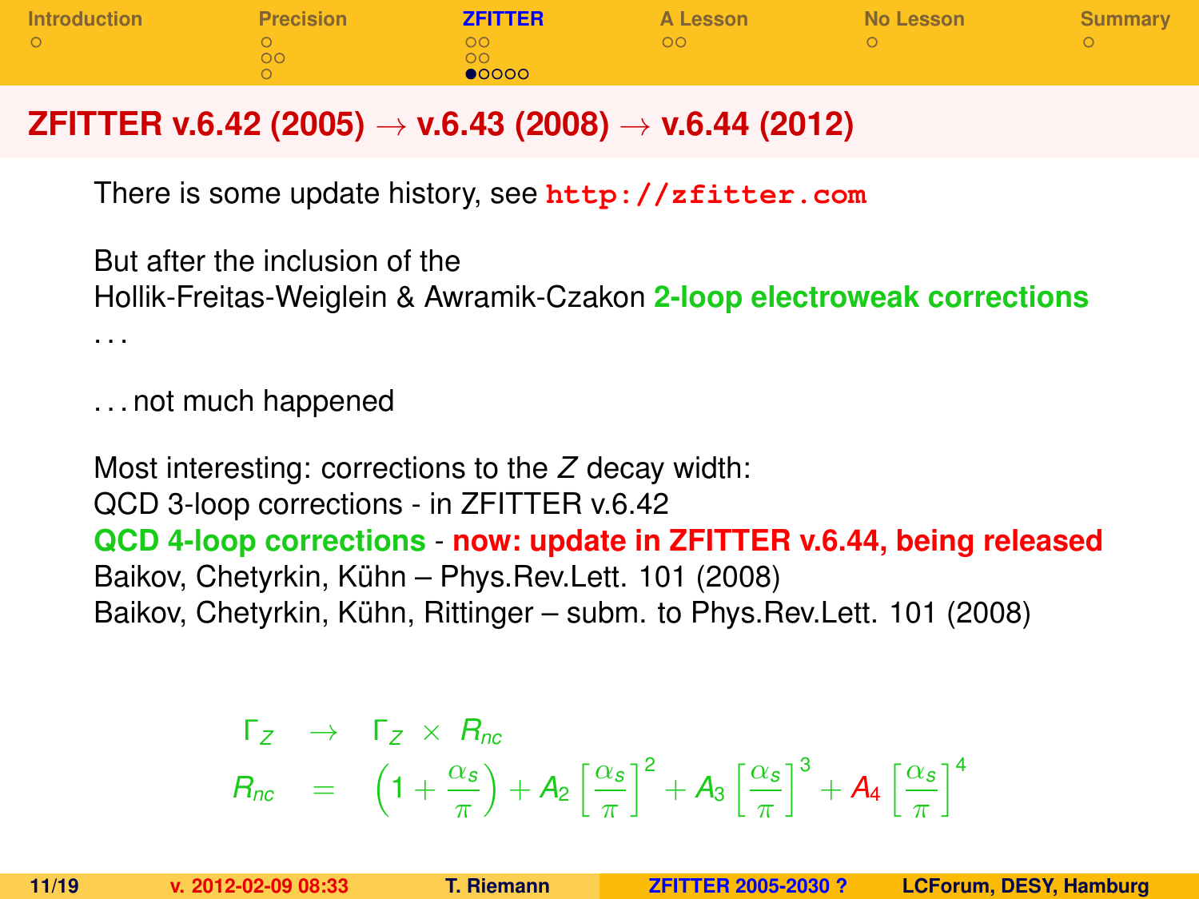## ZFITTER v.6.42 (2005) → v.6.43 (2008) → v.6.44 (2012)

There is some update history, see **http://zfitter.com**

But after the inclusion of the
Hollik-Freitas-Weiglein & Awramik-Czakon **2-loop electroweak corrections**
. . .

. . . not much happened

Most interesting: corrections to the $Z$ decay width:
QCD 3-loop corrections - in ZFITTER v.6.42
**QCD 4-loop corrections** - **now: update in ZFITTER v.6.44, being released**
Baikov, Chetyrkin, Kühn – Phys.Rev.Lett. 101 (2008)
Baikov, Chetyrkin, Kühn, Rittinger – subm. to Phys.Rev.Lett. 101 (2008)

$$
\begin{aligned}
\Gamma_Z &\rightarrow \Gamma_Z \times R_{nc} \\
R_{nc} &= \left(1 + \frac{\alpha_s}{\pi}\right) + A_2 \left[\frac{\alpha_s}{\pi}\right]^2 + A_3 \left[\frac{\alpha_s}{\pi}\right]^3 + A_4 \left[\frac{\alpha_s}{\pi}\right]^4
\end{aligned}
$$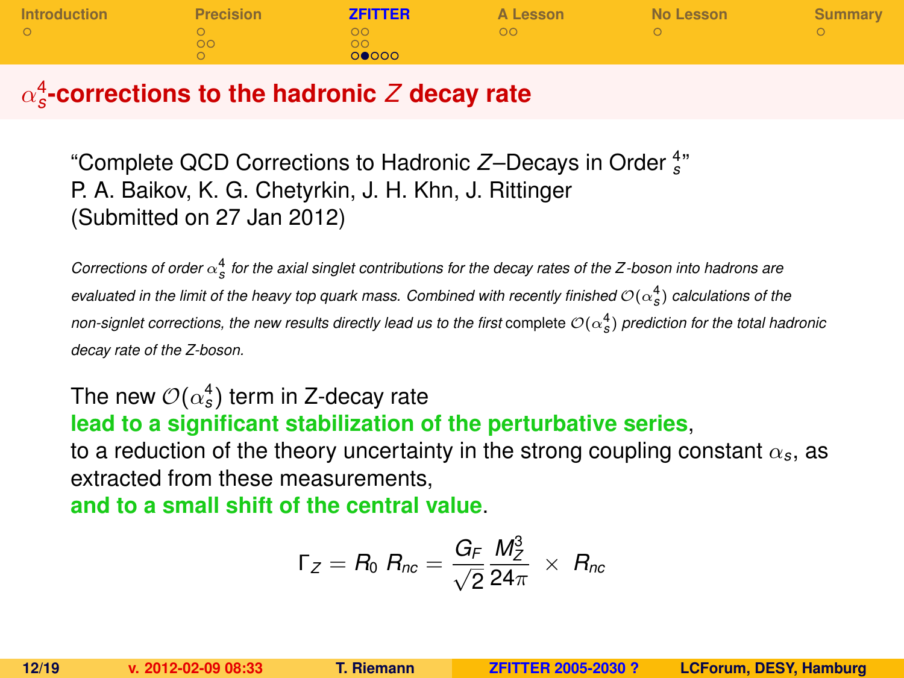## $\alpha_s^4$-corrections to the hadronic $Z$ decay rate

"Complete QCD Corrections to Hadronic $Z$–Decays in Order ${}^4_s$"
P. A. Baikov, K. G. Chetyrkin, J. H. Khn, J. Rittinger
(Submitted on 27 Jan 2012)

*Corrections of order $\alpha_s^4$ for the axial singlet contributions for the decay rates of the Z-boson into hadrons are evaluated in the limit of the heavy top quark mass. Combined with recently finished $\mathcal{O}(\alpha_s^4)$ calculations of the non-signlet corrections, the new results directly lead us to the first* complete *$\mathcal{O}(\alpha_s^4)$ prediction for the total hadronic decay rate of the Z-boson.*

The new $\mathcal{O}(\alpha_s^4)$ term in Z-decay rate
**lead to a significant stabilization of the perturbative series**,
to a reduction of the theory uncertainty in the strong coupling constant $\alpha_s$, as extracted from these measurements,
**and to a small shift of the central value**.

$$\Gamma_Z = R_0 \; R_{nc} = \frac{G_F}{\sqrt{2}} \frac{M_Z^3}{24\pi} \; \times \; R_{nc}$$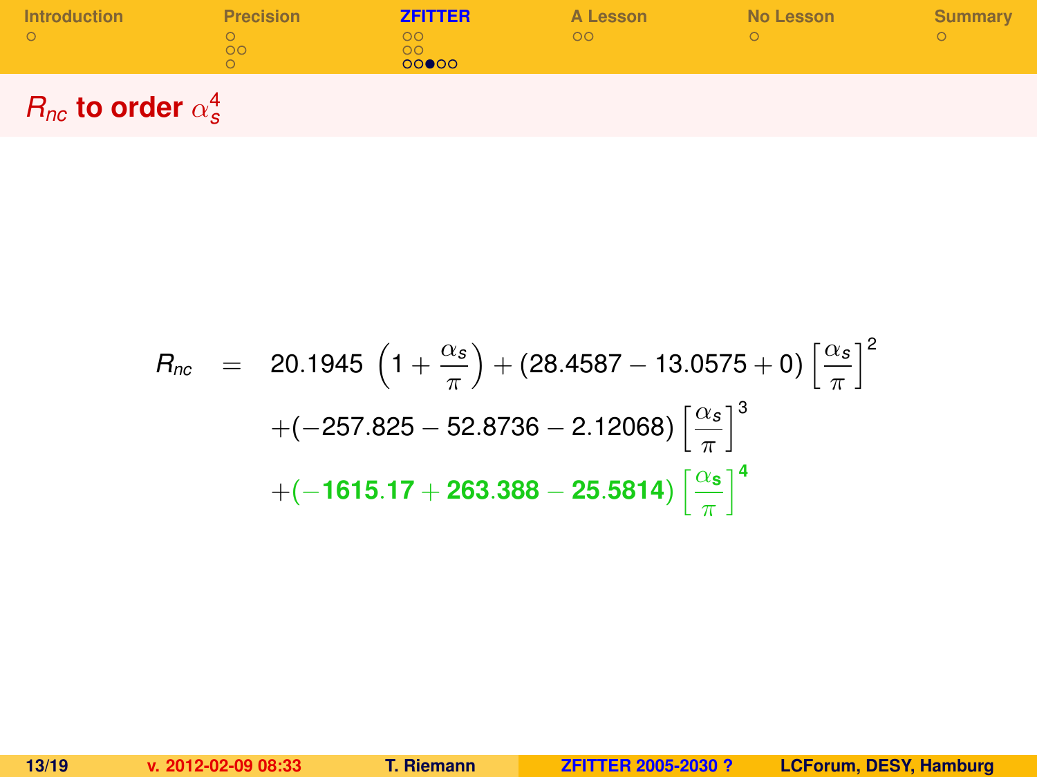## $R_{nc}$ to order $\alpha_s^4$

$$
\begin{aligned}
R_{nc} \;=\;\; & 20.1945 \left(1 + \frac{\alpha_s}{\pi}\right) + (28.4587 - 13.0575 + 0)\left[\frac{\alpha_s}{\pi}\right]^2 \\
& + (-257.825 - 52.8736 - 2.12068)\left[\frac{\alpha_s}{\pi}\right]^3 \\
& + (-1615.17 + 263.388 - 25.5814)\left[\frac{\alpha_s}{\pi}\right]^4
\end{aligned}
$$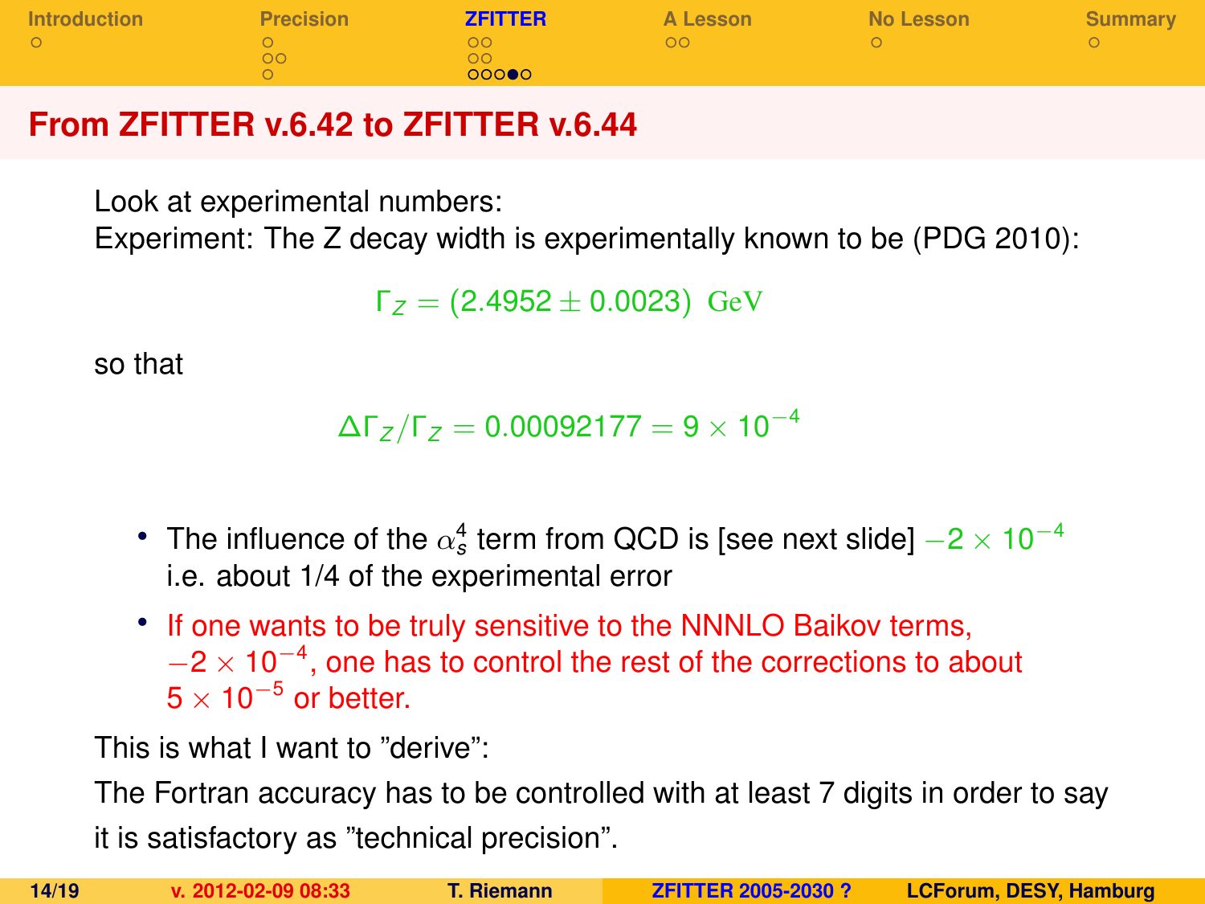## From ZFITTER v.6.42 to ZFITTER v.6.44

Look at experimental numbers:
Experiment: The Z decay width is experimentally known to be (PDG 2010):

$$\Gamma_Z = (2.4952 \pm 0.0023)\ \text{GeV}$$

so that

$$\Delta\Gamma_Z/\Gamma_Z = 0.00092177 = 9 \times 10^{-4}$$

- The influence of the $\alpha_s^4$ term from QCD is [see next slide] $-2 \times 10^{-4}$ i.e. about 1/4 of the experimental error
- If one wants to be truly sensitive to the NNNLO Baikov terms, $-2 \times 10^{-4}$, one has to control the rest of the corrections to about $5 \times 10^{-5}$ or better.

This is what I want to "derive":
The Fortran accuracy has to be controlled with at least 7 digits in order to say it is satisfactory as "technical precision".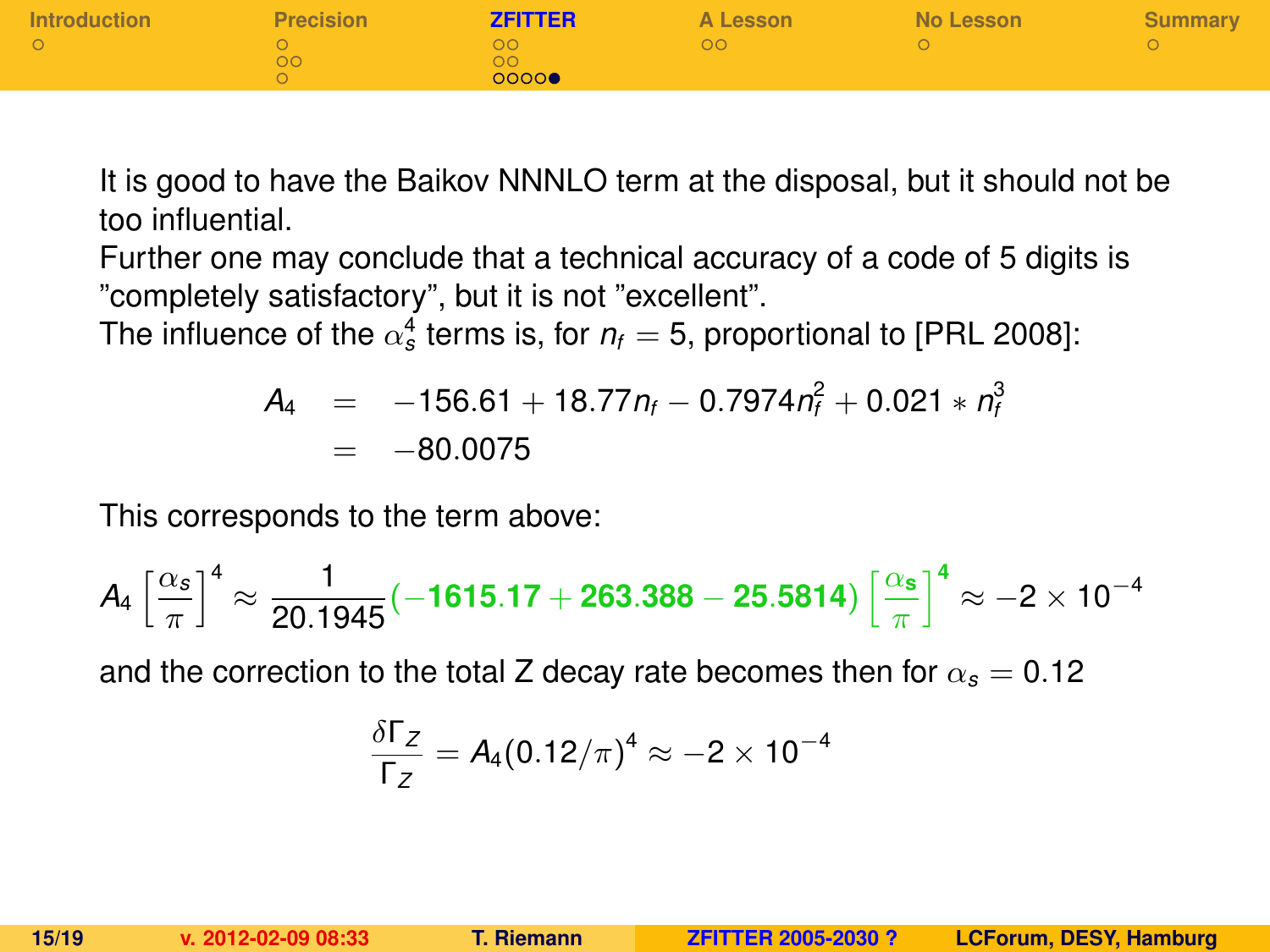It is good to have the Baikov NNNLO term at the disposal, but it should not be too influential.
Further one may conclude that a technical accuracy of a code of 5 digits is "completely satisfactory", but it is not "excellent".
The influence of the $\alpha_s^4$ terms is, for $n_f = 5$, proportional to [PRL 2008]:

$$
\begin{aligned}
A_4 &= -156.61 + 18.77 n_f - 0.7974 n_f^2 + 0.021 * n_f^3 \\
&= -80.0075
\end{aligned}
$$

This corresponds to the term above:

$$
A_4 \left[\frac{\alpha_s}{\pi}\right]^4 \approx \frac{1}{20.1945}(-1615.17 + 263.388 - 25.5814) \left[\frac{\alpha_s}{\pi}\right]^4 \approx -2 \times 10^{-4}
$$

and the correction to the total Z decay rate becomes then for $\alpha_s = 0.12$

$$
\frac{\delta \Gamma_Z}{\Gamma_Z} = A_4 (0.12/\pi)^4 \approx -2 \times 10^{-4}
$$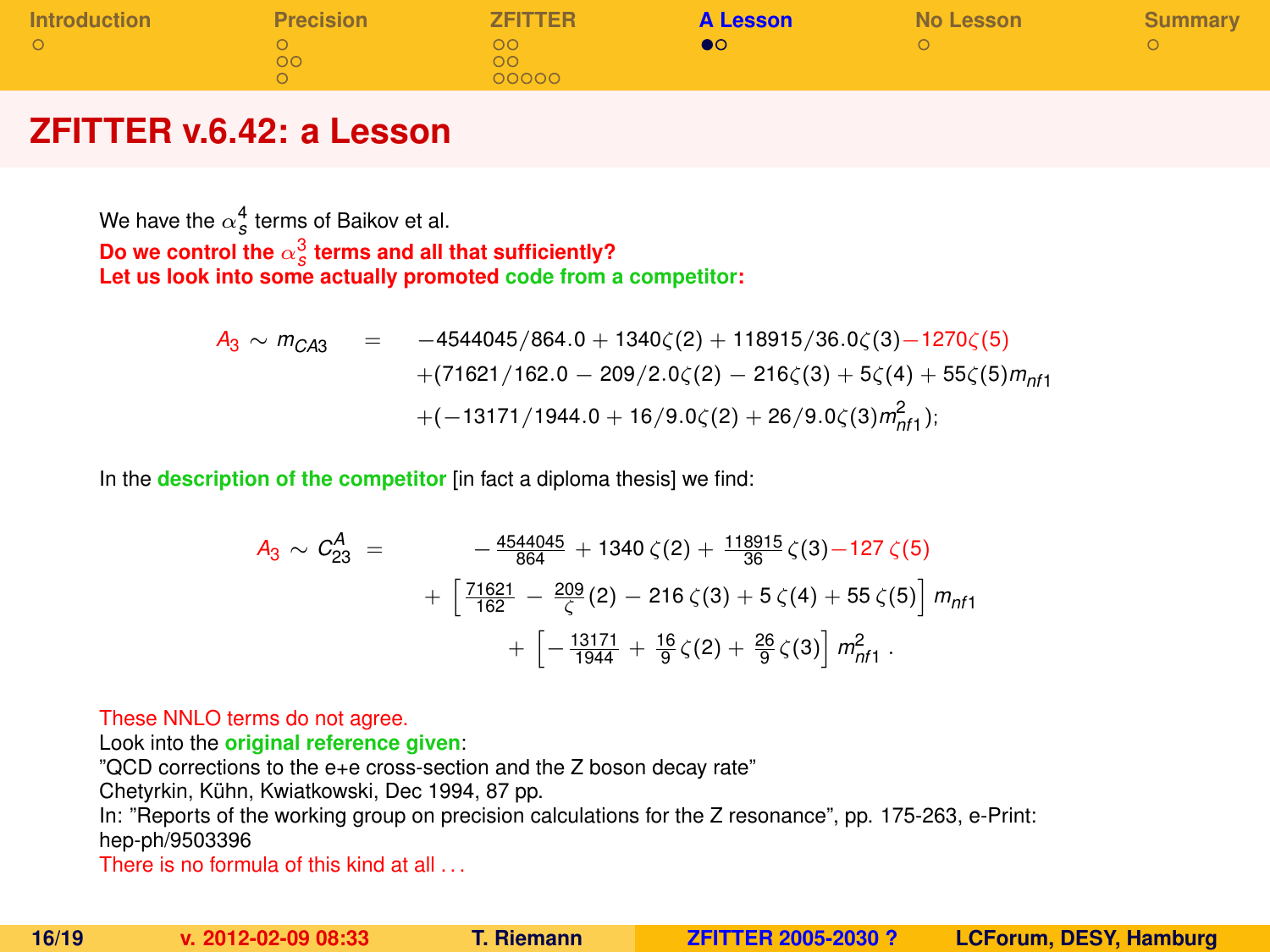## ZFITTER v.6.42: a Lesson

We have the $\alpha_s^4$ terms of Baikov et al.
**Do we control the $\alpha_s^3$ terms and all that sufficiently?**
**Let us look into some actually promoted code from a competitor:**

$$
\begin{aligned}
A_3 \sim m_{CA3} \quad = \quad & -4544045/864.0 + 1340\zeta(2) + 118915/36.0\zeta(3) - 1270\zeta(5) \\
& +(71621/162.0 - 209/2.0\zeta(2) - 216\zeta(3) + 5\zeta(4) + 55\zeta(5) m_{nf1} \\
& +(-13171/1944.0 + 16/9.0\zeta(2) + 26/9.0\zeta(3) m_{nf1}^2);
\end{aligned}
$$

In the **description of the competitor** [in fact a diploma thesis] we find:

$$
\begin{aligned}
A_3 \sim C_{23}^A \quad = \quad & -\frac{4544045}{864} + 1340\,\zeta(2) + \frac{118915}{36}\,\zeta(3) - 127\,\zeta(5) \\
& + \left[\frac{71621}{162} - \frac{209}{\zeta}(2) - 216\,\zeta(3) + 5\,\zeta(4) + 55\,\zeta(5)\right] m_{nf1} \\
& + \left[-\frac{13171}{1944} + \frac{16}{9}\,\zeta(2) + \frac{26}{9}\,\zeta(3)\right] m_{nf1}^2 \,.
\end{aligned}
$$

These NNLO terms do not agree.
Look into the **original reference given**:
"QCD corrections to the e+e cross-section and the Z boson decay rate"
Chetyrkin, Kühn, Kwiatkowski, Dec 1994, 87 pp.
In: "Reports of the working group on precision calculations for the Z resonance", pp. 175-263, e-Print: hep-ph/9503396
There is no formula of this kind at all ...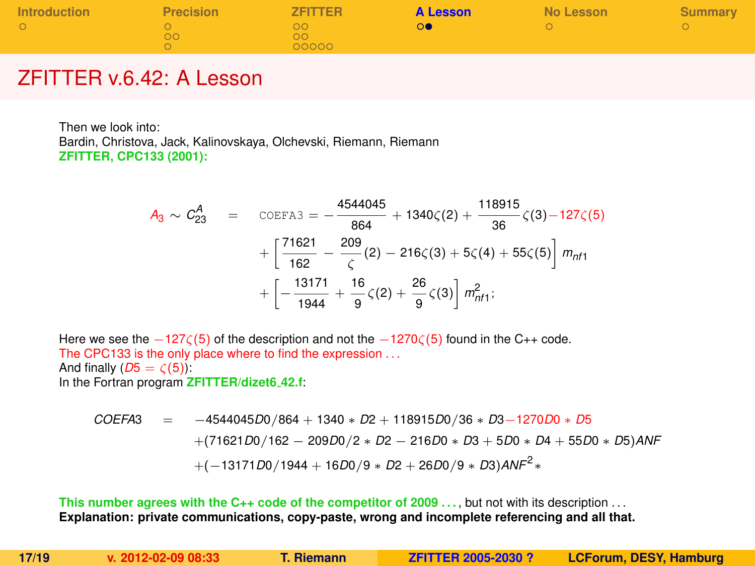## ZFITTER v.6.42: A Lesson

Then we look into:
Bardin, Christova, Jack, Kalinovskaya, Olchevski, Riemann, Riemann
**ZFITTER, CPC133 (2001):**

$$
\begin{aligned}
A_3 \sim C_{23}^{A} \quad = \quad & \texttt{COEFA3} = -\frac{4544045}{864} + 1340\zeta(2) + \frac{118915}{36}\zeta(3) - 127\zeta(5) \\
& + \left[\frac{71621}{162} - \frac{209}{\zeta}(2) - 216\zeta(3) + 5\zeta(4) + 55\zeta(5)\right] m_{nf1} \\
& + \left[-\frac{13171}{1944} + \frac{16}{9}\zeta(2) + \frac{26}{9}\zeta(3)\right] m_{nf1}^2;
\end{aligned}
$$

Here we see the $-127\zeta(5)$ of the description and not the $-1270\zeta(5)$ found in the C++ code.
The CPC133 is the only place where to find the expression ...
And finally ($D5 = \zeta(5)$):
In the Fortran program **ZFITTER/dizet6_42.f**:

$$
\begin{aligned}
COEFA3 \quad = \quad & -4544045D0/864 + 1340 * D2 + 118915D0/36 * D3 - 1270D0 * D5 \\
& +(71621D0/162 - 209D0/2 * D2 - 216D0 * D3 + 5D0 * D4 + 55D0 * D5)ANF \\
& +(-13171D0/1944 + 16D0/9 * D2 + 26D0/9 * D3)ANF^2 *
\end{aligned}
$$

**This number agrees with the C++ code of the competitor of 2009 ...**, but not with its description ...
**Explanation: private communications, copy-paste, wrong and incomplete referencing and all that.**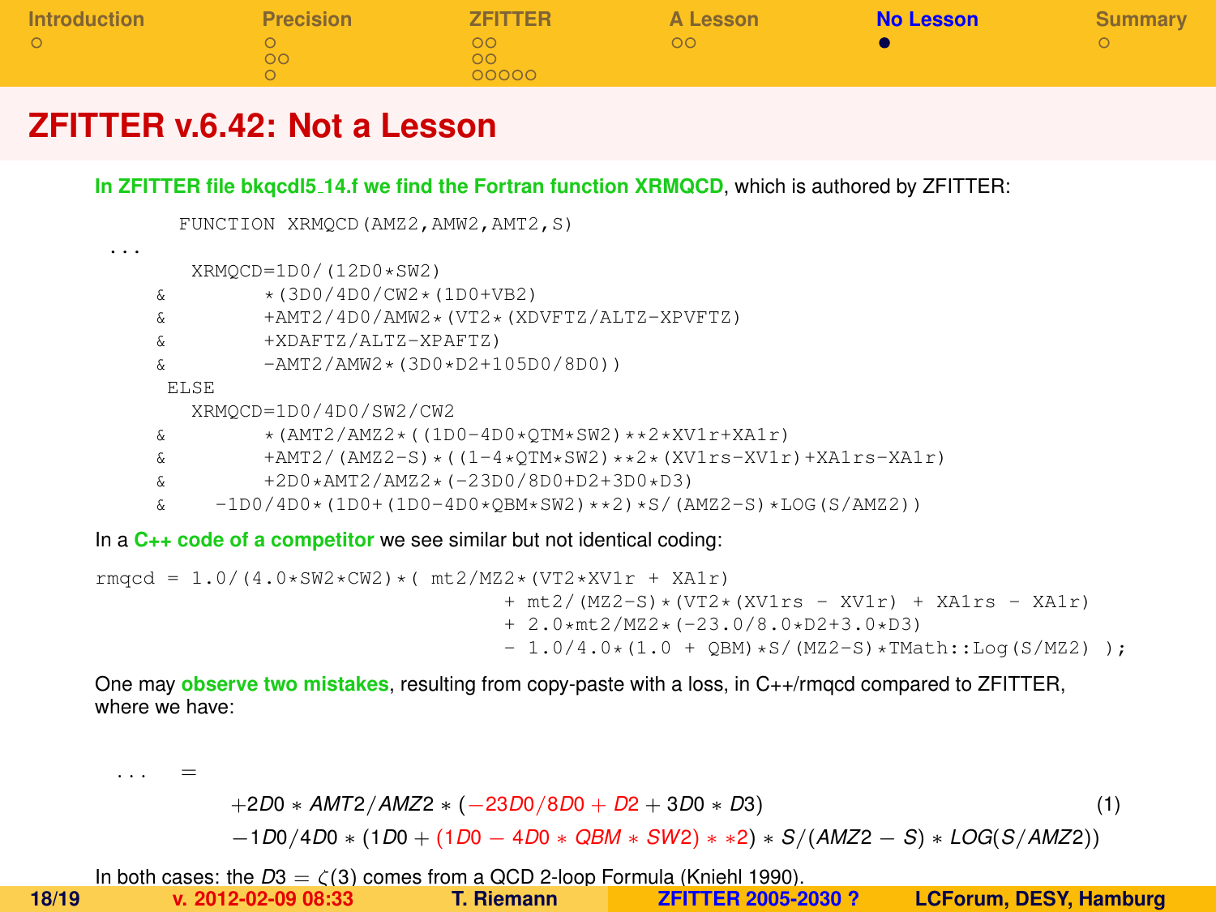# ZFITTER v.6.42: Not a Lesson

**In ZFITTER file bkqcdl5_14.f we find the Fortran function XRMQCD**, which is authored by ZFITTER:

```
      FUNCTION XRMQCD(AMZ2,AMW2,AMT2,S)
 ...
       XRMQCD=1D0/(12D0*SW2)
     &        *(3D0/4D0/CW2*(1D0+VB2)
     &        +AMT2/4D0/AMW2*(VT2*(XDVFTZ/ALTZ-XPVFTZ)
     &        +XDAFTZ/ALTZ-XPAFTZ)
     &        -AMT2/AMW2*(3D0*D2+105D0/8D0))
      ELSE
       XRMQCD=1D0/4D0/SW2/CW2
     &        *(AMT2/AMZ2*((1D0-4D0*QTM*SW2)**2*XV1r+XA1r)
     &        +AMT2/(AMZ2-S)*((1-4*QTM*SW2)**2*(XV1rs-XV1r)+XA1rs-XA1r)
     &        +2D0*AMT2/AMZ2*(-23D0/8D0+D2+3D0*D3)
     &    -1D0/4D0*(1D0+(1D0-4D0*QBM*SW2)**2)*S/(AMZ2-S)*LOG(S/AMZ2))
```

In a **C++ code of a competitor** we see similar but not identical coding:

```
rmqcd = 1.0/(4.0*SW2*CW2)*( mt2/MZ2*(VT2*XV1r + XA1r)
                                  + mt2/(MZ2-S)*(VT2*(XV1rs - XV1r) + XA1rs - XA1r)
                                  + 2.0*mt2/MZ2*(-23.0/8.0*D2+3.0*D3)
                                  - 1.0/4.0*(1.0 + QBM)*S/(MZ2-S)*TMath::Log(S/MZ2) );
```

One may **observe two mistakes**, resulting from copy-paste with a loss, in C++/rmqcd compared to ZFITTER, where we have:

$$
\begin{aligned}
\ldots \quad = \quad & \\
& +2D0 * AMT2/AMZ2 * (-23D0/8D0 + D2 + 3D0 * D3) \\
& -1D0/4D0 * (1D0 + (1D0 - 4D0 * QBM * SW2) * *2) * S/(AMZ2 - S) * LOG(S/AMZ2))
\end{aligned} \tag{1}
$$

In both cases: the $D3 = \zeta(3)$ comes from a QCD 2-loop Formula (Kniehl 1990).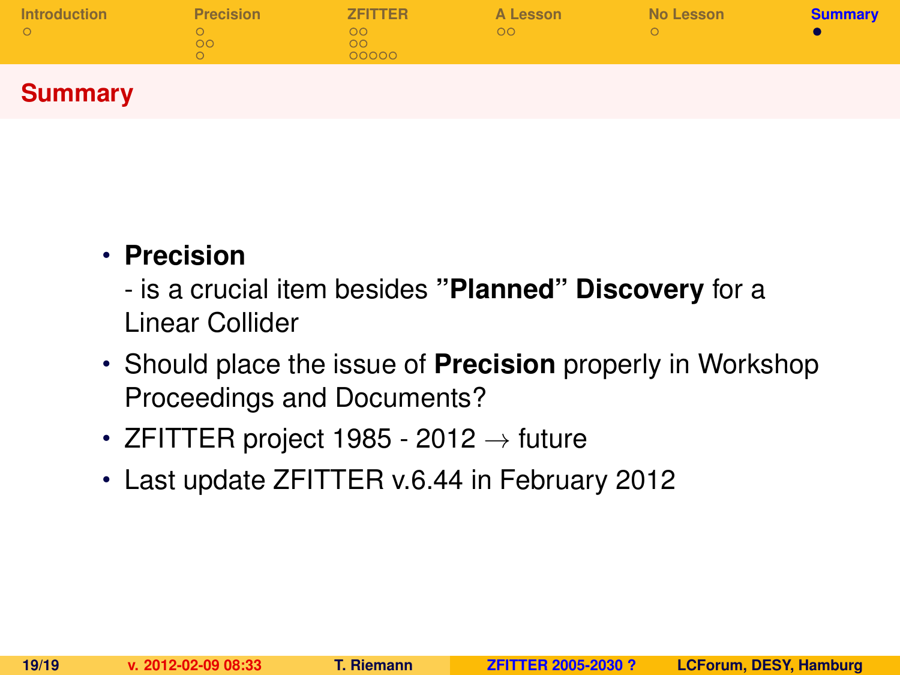## Summary

- **Precision**
  - is a crucial item besides **"Planned" Discovery** for a Linear Collider
- Should place the issue of **Precision** properly in Workshop Proceedings and Documents?
- ZFITTER project 1985 - 2012 $\rightarrow$ future
- Last update ZFITTER v.6.44 in February 2012